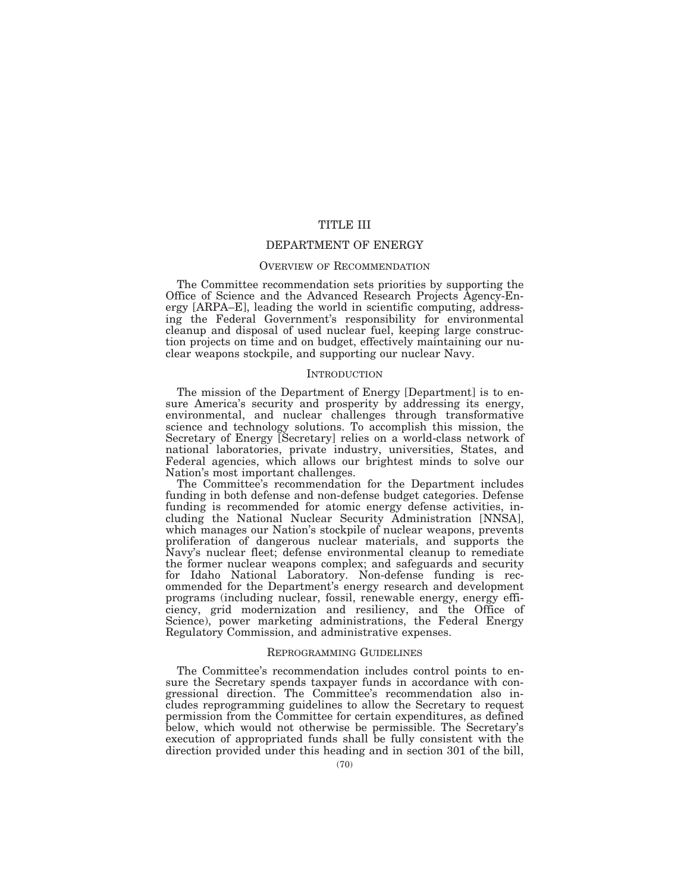# TITLE III

# DEPARTMENT OF ENERGY

## OVERVIEW OF RECOMMENDATION

The Committee recommendation sets priorities by supporting the Office of Science and the Advanced Research Projects Agency-Energy [ARPA–E], leading the world in scientific computing, addressing the Federal Government's responsibility for environmental cleanup and disposal of used nuclear fuel, keeping large construction projects on time and on budget, effectively maintaining our nuclear weapons stockpile, and supporting our nuclear Navy.

## INTRODUCTION

The mission of the Department of Energy [Department] is to ensure America's security and prosperity by addressing its energy, environmental, and nuclear challenges through transformative science and technology solutions. To accomplish this mission, the Secretary of Energy [Secretary] relies on a world-class network of national laboratories, private industry, universities, States, and Federal agencies, which allows our brightest minds to solve our Nation's most important challenges.

The Committee's recommendation for the Department includes funding in both defense and non-defense budget categories. Defense funding is recommended for atomic energy defense activities, including the National Nuclear Security Administration [NNSA], which manages our Nation's stockpile of nuclear weapons, prevents proliferation of dangerous nuclear materials, and supports the Navy's nuclear fleet; defense environmental cleanup to remediate the former nuclear weapons complex; and safeguards and security for Idaho National Laboratory. Non-defense funding is recommended for the Department's energy research and development programs (including nuclear, fossil, renewable energy, energy efficiency, grid modernization and resiliency, and the Office of Science), power marketing administrations, the Federal Energy Regulatory Commission, and administrative expenses.

## REPROGRAMMING GUIDELINES

The Committee's recommendation includes control points to ensure the Secretary spends taxpayer funds in accordance with congressional direction. The Committee's recommendation also includes reprogramming guidelines to allow the Secretary to request permission from the Committee for certain expenditures, as defined below, which would not otherwise be permissible. The Secretary's execution of appropriated funds shall be fully consistent with the direction provided under this heading and in section 301 of the bill,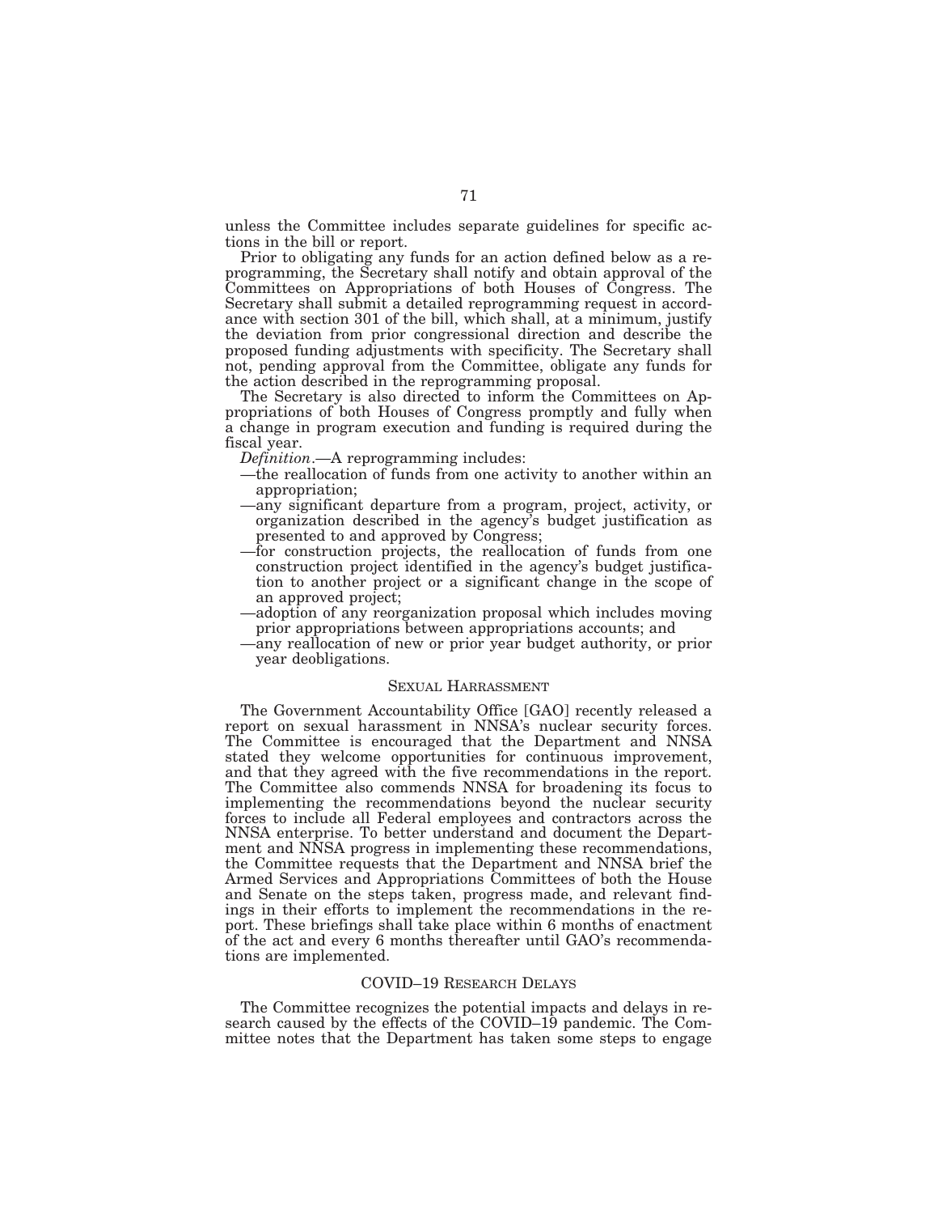unless the Committee includes separate guidelines for specific actions in the bill or report.

Prior to obligating any funds for an action defined below as a reprogramming, the Secretary shall notify and obtain approval of the Committees on Appropriations of both Houses of Congress. The Secretary shall submit a detailed reprogramming request in accordance with section 301 of the bill, which shall, at a minimum, justify the deviation from prior congressional direction and describe the proposed funding adjustments with specificity. The Secretary shall not, pending approval from the Committee, obligate any funds for the action described in the reprogramming proposal.

The Secretary is also directed to inform the Committees on Appropriations of both Houses of Congress promptly and fully when a change in program execution and funding is required during the fiscal year.

*Definition*.—A reprogramming includes:

- —the reallocation of funds from one activity to another within an appropriation;
- —any significant departure from a program, project, activity, or organization described in the agency's budget justification as presented to and approved by Congress;
- —for construction projects, the reallocation of funds from one construction project identified in the agency's budget justification to another project or a significant change in the scope of an approved project;
- —adoption of any reorganization proposal which includes moving prior appropriations between appropriations accounts; and
- —any reallocation of new or prior year budget authority, or prior year deobligations.

## SEXUAL HARRASSMENT

The Government Accountability Office [GAO] recently released a report on sexual harassment in NNSA's nuclear security forces. The Committee is encouraged that the Department and NNSA stated they welcome opportunities for continuous improvement, and that they agreed with the five recommendations in the report. The Committee also commends NNSA for broadening its focus to implementing the recommendations beyond the nuclear security forces to include all Federal employees and contractors across the NNSA enterprise. To better understand and document the Department and NNSA progress in implementing these recommendations, the Committee requests that the Department and NNSA brief the Armed Services and Appropriations Committees of both the House and Senate on the steps taken, progress made, and relevant findings in their efforts to implement the recommendations in the report. These briefings shall take place within 6 months of enactment of the act and every 6 months thereafter until GAO's recommendations are implemented.

## COVID–19 RESEARCH DELAYS

The Committee recognizes the potential impacts and delays in research caused by the effects of the COVID–19 pandemic. The Committee notes that the Department has taken some steps to engage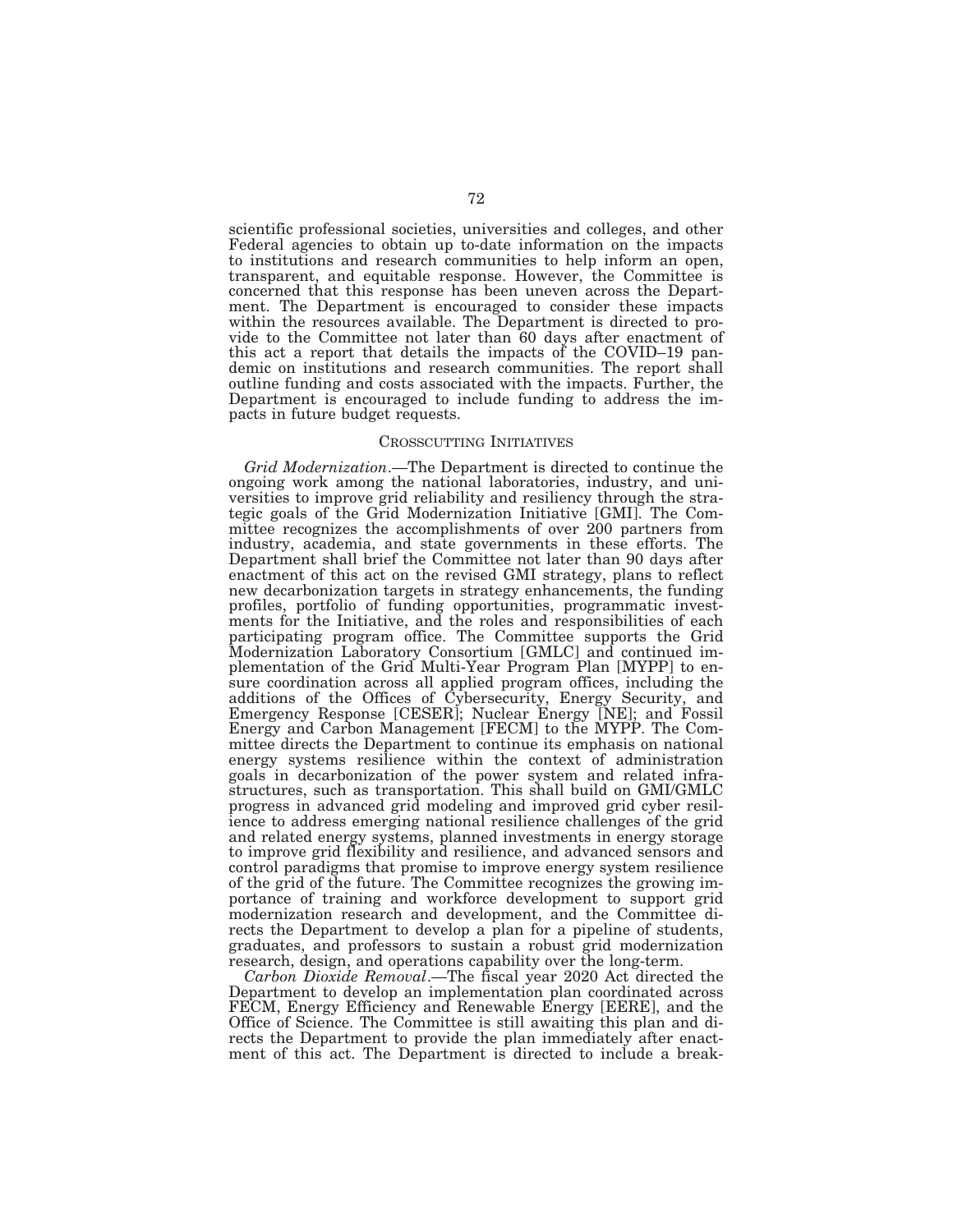scientific professional societies, universities and colleges, and other Federal agencies to obtain up to-date information on the impacts to institutions and research communities to help inform an open, transparent, and equitable response. However, the Committee is concerned that this response has been uneven across the Department. The Department is encouraged to consider these impacts within the resources available. The Department is directed to provide to the Committee not later than 60 days after enactment of this act a report that details the impacts of the COVID–19 pandemic on institutions and research communities. The report shall outline funding and costs associated with the impacts. Further, the Department is encouraged to include funding to address the impacts in future budget requests.

## CROSSCUTTING INITIATIVES

*Grid Modernization*.—The Department is directed to continue the ongoing work among the national laboratories, industry, and universities to improve grid reliability and resiliency through the strategic goals of the Grid Modernization Initiative [GMI]. The Committee recognizes the accomplishments of over 200 partners from industry, academia, and state governments in these efforts. The Department shall brief the Committee not later than 90 days after enactment of this act on the revised GMI strategy, plans to reflect new decarbonization targets in strategy enhancements, the funding profiles, portfolio of funding opportunities, programmatic investments for the Initiative, and the roles and responsibilities of each participating program office. The Committee supports the Grid Modernization Laboratory Consortium [GMLC] and continued implementation of the Grid Multi-Year Program Plan [MYPP] to ensure coordination across all applied program offices, including the additions of the Offices of Cybersecurity, Energy Security, and Emergency Response [CESER]; Nuclear Energy [NE]; and Fossil Energy and Carbon Management [FECM] to the MYPP. The Committee directs the Department to continue its emphasis on national energy systems resilience within the context of administration goals in decarbonization of the power system and related infrastructures, such as transportation. This shall build on GMI/GMLC progress in advanced grid modeling and improved grid cyber resilience to address emerging national resilience challenges of the grid and related energy systems, planned investments in energy storage to improve grid flexibility and resilience, and advanced sensors and control paradigms that promise to improve energy system resilience of the grid of the future. The Committee recognizes the growing importance of training and workforce development to support grid modernization research and development, and the Committee directs the Department to develop a plan for a pipeline of students, graduates, and professors to sustain a robust grid modernization research, design, and operations capability over the long-term.

*Carbon Dioxide Removal*.—The fiscal year 2020 Act directed the Department to develop an implementation plan coordinated across FECM, Energy Efficiency and Renewable Energy [EERE], and the Office of Science. The Committee is still awaiting this plan and directs the Department to provide the plan immediately after enactment of this act. The Department is directed to include a break-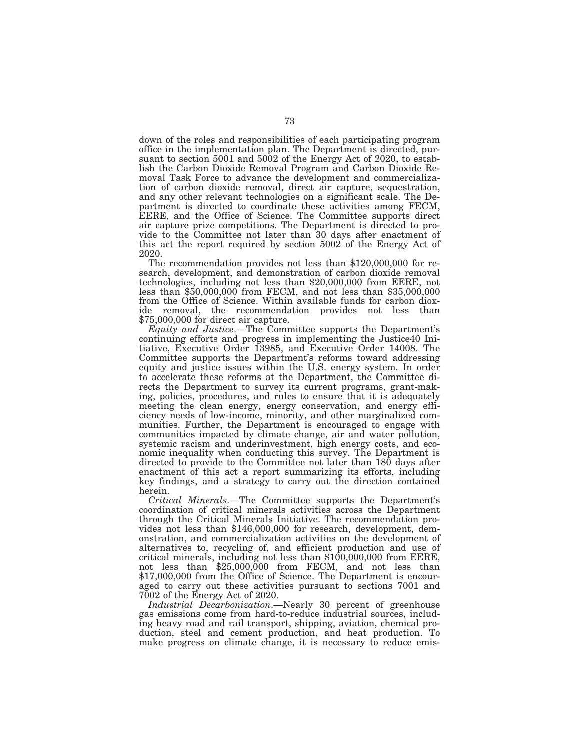down of the roles and responsibilities of each participating program office in the implementation plan. The Department is directed, pursuant to section 5001 and 5002 of the Energy Act of 2020, to establish the Carbon Dioxide Removal Program and Carbon Dioxide Removal Task Force to advance the development and commercialization of carbon dioxide removal, direct air capture, sequestration, and any other relevant technologies on a significant scale. The Department is directed to coordinate these activities among FECM, EERE, and the Office of Science. The Committee supports direct air capture prize competitions. The Department is directed to provide to the Committee not later than 30 days after enactment of this act the report required by section 5002 of the Energy Act of 2020.

The recommendation provides not less than $120,000,000 for research, development, and demonstration of carbon dioxide removal technologies, including not less than $20,000,000 from EERE, not less than $50,000,000 from FECM, and not less than $35,000,000 from the Office of Science. Within available funds for carbon dioxide removal, the recommendation provides not less than $75,000,000 for direct air capture.

*Equity and Justice*.—The Committee supports the Department's continuing efforts and progress in implementing the Justice40 Initiative, Executive Order 13985, and Executive Order 14008. The Committee supports the Department's reforms toward addressing equity and justice issues within the U.S. energy system. In order to accelerate these reforms at the Department, the Committee directs the Department to survey its current programs, grant-making, policies, procedures, and rules to ensure that it is adequately meeting the clean energy, energy conservation, and energy efficiency needs of low-income, minority, and other marginalized communities. Further, the Department is encouraged to engage with communities impacted by climate change, air and water pollution, systemic racism and underinvestment, high energy costs, and economic inequality when conducting this survey. The Department is directed to provide to the Committee not later than 180 days after enactment of this act a report summarizing its efforts, including key findings, and a strategy to carry out the direction contained herein.

*Critical Minerals*.—The Committee supports the Department's coordination of critical minerals activities across the Department through the Critical Minerals Initiative. The recommendation provides not less than $146,000,000 for research, development, demonstration, and commercialization activities on the development of alternatives to, recycling of, and efficient production and use of critical minerals, including not less than $100,000,000 from EERE, not less than $25,000,000 from FECM, and not less than $17,000,000 from the Office of Science. The Department is encouraged to carry out these activities pursuant to sections 7001 and 7002 of the Energy Act of 2020.

*Industrial Decarbonization*.—Nearly 30 percent of greenhouse gas emissions come from hard-to-reduce industrial sources, including heavy road and rail transport, shipping, aviation, chemical production, steel and cement production, and heat production. To make progress on climate change, it is necessary to reduce emis-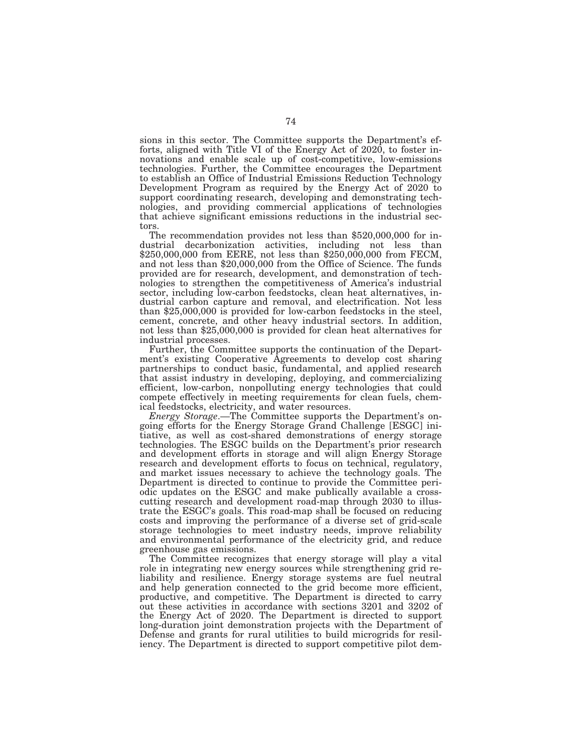sions in this sector. The Committee supports the Department's efforts, aligned with Title VI of the Energy Act of 2020, to foster innovations and enable scale up of cost-competitive, low-emissions technologies. Further, the Committee encourages the Department to establish an Office of Industrial Emissions Reduction Technology Development Program as required by the Energy Act of 2020 to support coordinating research, developing and demonstrating technologies, and providing commercial applications of technologies that achieve significant emissions reductions in the industrial sectors.

The recommendation provides not less than $520,000,000 for industrial decarbonization activities, including not less than $250,000,000 from EERE, not less than $250,000,000 from FECM, and not less than $20,000,000 from the Office of Science. The funds provided are for research, development, and demonstration of technologies to strengthen the competitiveness of America's industrial sector, including low-carbon feedstocks, clean heat alternatives, industrial carbon capture and removal, and electrification. Not less than $25,000,000 is provided for low-carbon feedstocks in the steel, cement, concrete, and other heavy industrial sectors. In addition, not less than $25,000,000 is provided for clean heat alternatives for industrial processes.

Further, the Committee supports the continuation of the Department's existing Cooperative Agreements to develop cost sharing partnerships to conduct basic, fundamental, and applied research that assist industry in developing, deploying, and commercializing efficient, low-carbon, nonpolluting energy technologies that could compete effectively in meeting requirements for clean fuels, chemical feedstocks, electricity, and water resources.

*Energy Storage*.—The Committee supports the Department's ongoing efforts for the Energy Storage Grand Challenge [ESGC] initiative, as well as cost-shared demonstrations of energy storage technologies. The ESGC builds on the Department's prior research and development efforts in storage and will align Energy Storage research and development efforts to focus on technical, regulatory, and market issues necessary to achieve the technology goals. The Department is directed to continue to provide the Committee periodic updates on the ESGC and make publically available a crosscutting research and development road-map through 2030 to illustrate the ESGC's goals. This road-map shall be focused on reducing costs and improving the performance of a diverse set of grid-scale storage technologies to meet industry needs, improve reliability and environmental performance of the electricity grid, and reduce greenhouse gas emissions.

The Committee recognizes that energy storage will play a vital role in integrating new energy sources while strengthening grid reliability and resilience. Energy storage systems are fuel neutral and help generation connected to the grid become more efficient, productive, and competitive. The Department is directed to carry out these activities in accordance with sections 3201 and 3202 of the Energy Act of 2020. The Department is directed to support long-duration joint demonstration projects with the Department of Defense and grants for rural utilities to build microgrids for resiliency. The Department is directed to support competitive pilot dem-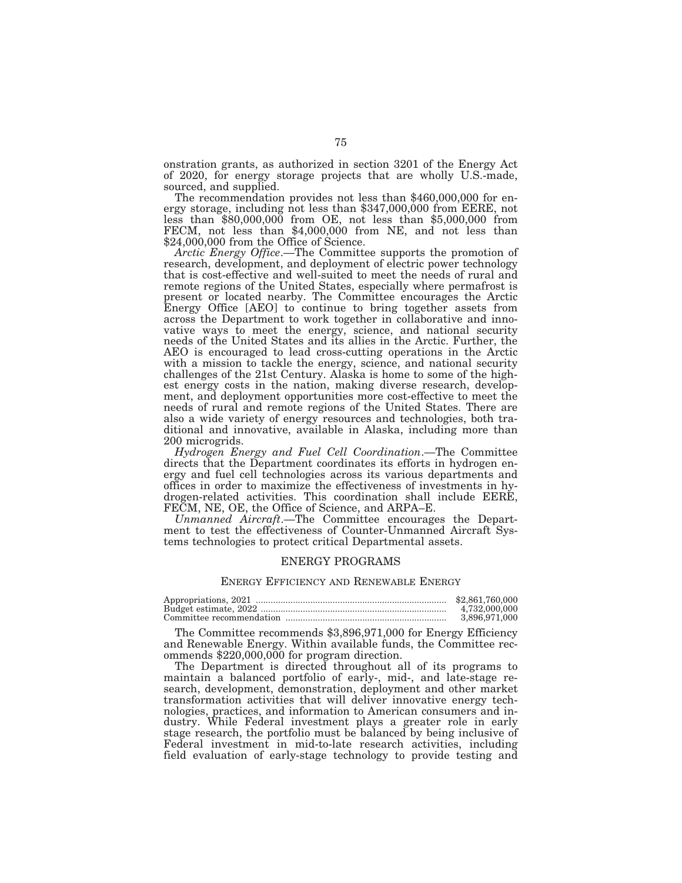onstration grants, as authorized in section 3201 of the Energy Act of 2020, for energy storage projects that are wholly U.S.-made, sourced, and supplied.

The recommendation provides not less than $460,000,000 for energy storage, including not less than $347,000,000 from EERE, not less than $80,000,000 from OE, not less than $5,000,000 from FECM, not less than $4,000,000 from NE, and not less than $24,000,000 from the Office of Science.

*Arctic Energy Office*.—The Committee supports the promotion of research, development, and deployment of electric power technology that is cost-effective and well-suited to meet the needs of rural and remote regions of the United States, especially where permafrost is present or located nearby. The Committee encourages the Arctic Energy Office [AEO] to continue to bring together assets from across the Department to work together in collaborative and innovative ways to meet the energy, science, and national security needs of the United States and its allies in the Arctic. Further, the AEO is encouraged to lead cross-cutting operations in the Arctic with a mission to tackle the energy, science, and national security challenges of the 21st Century. Alaska is home to some of the highest energy costs in the nation, making diverse research, development, and deployment opportunities more cost-effective to meet the needs of rural and remote regions of the United States. There are also a wide variety of energy resources and technologies, both traditional and innovative, available in Alaska, including more than 200 microgrids.

*Hydrogen Energy and Fuel Cell Coordination*.—The Committee directs that the Department coordinates its efforts in hydrogen energy and fuel cell technologies across its various departments and offices in order to maximize the effectiveness of investments in hydrogen-related activities. This coordination shall include EERE, FECM, NE, OE, the Office of Science, and ARPA–E.

*Unmanned Aircraft*.—The Committee encourages the Department to test the effectiveness of Counter-Unmanned Aircraft Systems technologies to protect critical Departmental assets.

## ENERGY PROGRAMS

### ENERGY EFFICIENCY AND RENEWABLE ENERGY

| | |
|---|---|
| Appropriations, 2021 | $2,861,760,000 |
| Budget estimate, 2022 | 4,732,000,000 |
| Committee recommendation | 3,896,971,000 |

The Committee recommends $3,896,971,000 for Energy Efficiency and Renewable Energy. Within available funds, the Committee recommends $220,000,000 for program direction.

The Department is directed throughout all of its programs to maintain a balanced portfolio of early-, mid-, and late-stage research, development, demonstration, deployment and other market transformation activities that will deliver innovative energy technologies, practices, and information to American consumers and industry. While Federal investment plays a greater role in early stage research, the portfolio must be balanced by being inclusive of Federal investment in mid-to-late research activities, including field evaluation of early-stage technology to provide testing and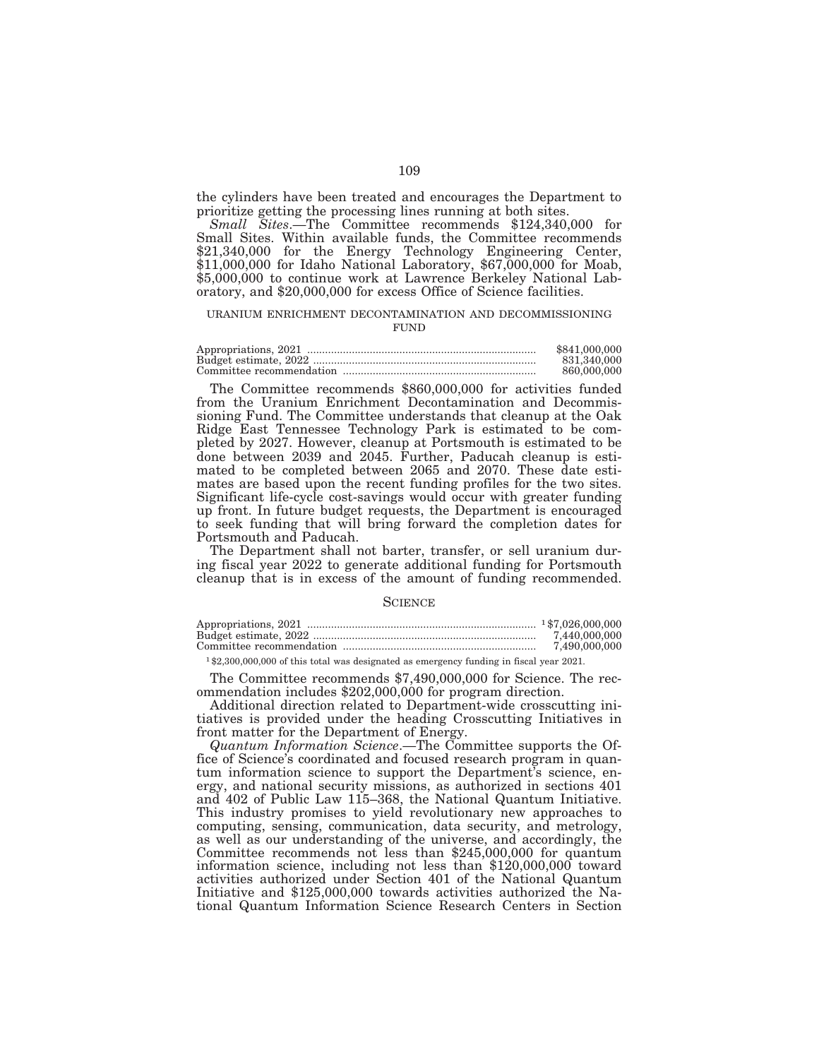the cylinders have been treated and encourages the Department to prioritize getting the processing lines running at both sites.

*Small Sites*.—The Committee recommends $124,340,000 for Small Sites. Within available funds, the Committee recommends $21,340,000 for the Energy Technology Engineering Center, $11,000,000 for Idaho National Laboratory, $67,000,000 for Moab, $5,000,000 to continue work at Lawrence Berkeley National Laboratory, and $20,000,000 for excess Office of Science facilities.

## URANIUM ENRICHMENT DECONTAMINATION AND DECOMMISSIONING FUND

| | |
|---|---|
| Appropriations, 2021 | $841,000,000 |
| Budget estimate, 2022 | 831,340,000 |
| Committee recommendation | 860,000,000 |

The Committee recommends $860,000,000 for activities funded from the Uranium Enrichment Decontamination and Decommissioning Fund. The Committee understands that cleanup at the Oak Ridge East Tennessee Technology Park is estimated to be completed by 2027. However, cleanup at Portsmouth is estimated to be done between 2039 and 2045. Further, Paducah cleanup is estimated to be completed between 2065 and 2070. These date estimates are based upon the recent funding profiles for the two sites. Significant life-cycle cost-savings would occur with greater funding up front. In future budget requests, the Department is encouraged to seek funding that will bring forward the completion dates for Portsmouth and Paducah.

The Department shall not barter, transfer, or sell uranium during fiscal year 2022 to generate additional funding for Portsmouth cleanup that is in excess of the amount of funding recommended.

## SCIENCE

| | |
|---|---|
| Appropriations, 2021 | [1] $7,026,000,000 |
| Budget estimate, 2022 | 7,440,000,000 |
| Committee recommendation | 7,490,000,000 |

[1] $2,300,000,000 of this total was designated as emergency funding in fiscal year 2021.

The Committee recommends $7,490,000,000 for Science. The recommendation includes $202,000,000 for program direction.

Additional direction related to Department-wide crosscutting initiatives is provided under the heading Crosscutting Initiatives in front matter for the Department of Energy.

*Quantum Information Science*.—The Committee supports the Office of Science's coordinated and focused research program in quantum information science to support the Department's science, energy, and national security missions, as authorized in sections 401 and 402 of Public Law 115–368, the National Quantum Initiative. This industry promises to yield revolutionary new approaches to computing, sensing, communication, data security, and metrology, as well as our understanding of the universe, and accordingly, the Committee recommends not less than $245,000,000 for quantum information science, including not less than $120,000,000 toward activities authorized under Section 401 of the National Quantum Initiative and $125,000,000 towards activities authorized the National Quantum Information Science Research Centers in Section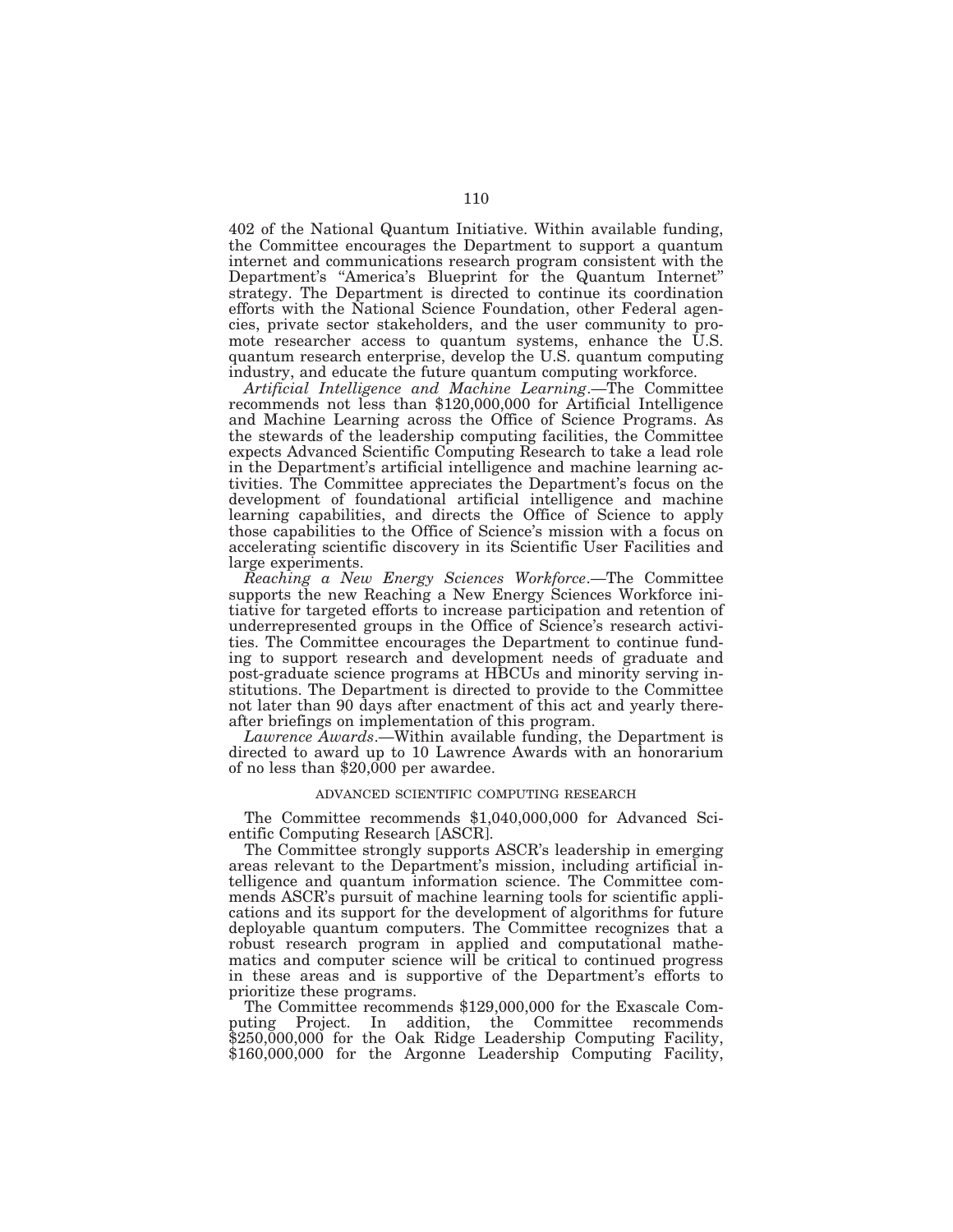402 of the National Quantum Initiative. Within available funding, the Committee encourages the Department to support a quantum internet and communications research program consistent with the Department's "America's Blueprint for the Quantum Internet" strategy. The Department is directed to continue its coordination efforts with the National Science Foundation, other Federal agencies, private sector stakeholders, and the user community to promote researcher access to quantum systems, enhance the U.S. quantum research enterprise, develop the U.S. quantum computing industry, and educate the future quantum computing workforce.

*Artificial Intelligence and Machine Learning*.—The Committee recommends not less than $120,000,000 for Artificial Intelligence and Machine Learning across the Office of Science Programs. As the stewards of the leadership computing facilities, the Committee expects Advanced Scientific Computing Research to take a lead role in the Department's artificial intelligence and machine learning activities. The Committee appreciates the Department's focus on the development of foundational artificial intelligence and machine learning capabilities, and directs the Office of Science to apply those capabilities to the Office of Science's mission with a focus on accelerating scientific discovery in its Scientific User Facilities and large experiments.

*Reaching a New Energy Sciences Workforce*.—The Committee supports the new Reaching a New Energy Sciences Workforce initiative for targeted efforts to increase participation and retention of underrepresented groups in the Office of Science's research activities. The Committee encourages the Department to continue funding to support research and development needs of graduate and post-graduate science programs at HBCUs and minority serving institutions. The Department is directed to provide to the Committee not later than 90 days after enactment of this act and yearly thereafter briefings on implementation of this program.

*Lawrence Awards*.—Within available funding, the Department is directed to award up to 10 Lawrence Awards with an honorarium of no less than $20,000 per awardee.

## ADVANCED SCIENTIFIC COMPUTING RESEARCH

The Committee recommends $1,040,000,000 for Advanced Scientific Computing Research [ASCR].

The Committee strongly supports ASCR's leadership in emerging areas relevant to the Department's mission, including artificial intelligence and quantum information science. The Committee commends ASCR's pursuit of machine learning tools for scientific applications and its support for the development of algorithms for future deployable quantum computers. The Committee recognizes that a robust research program in applied and computational mathematics and computer science will be critical to continued progress in these areas and is supportive of the Department's efforts to prioritize these programs.

The Committee recommends $129,000,000 for the Exascale Computing Project. In addition, the Committee recommends $250,000,000 for the Oak Ridge Leadership Computing Facility, $160,000,000 for the Argonne Leadership Computing Facility,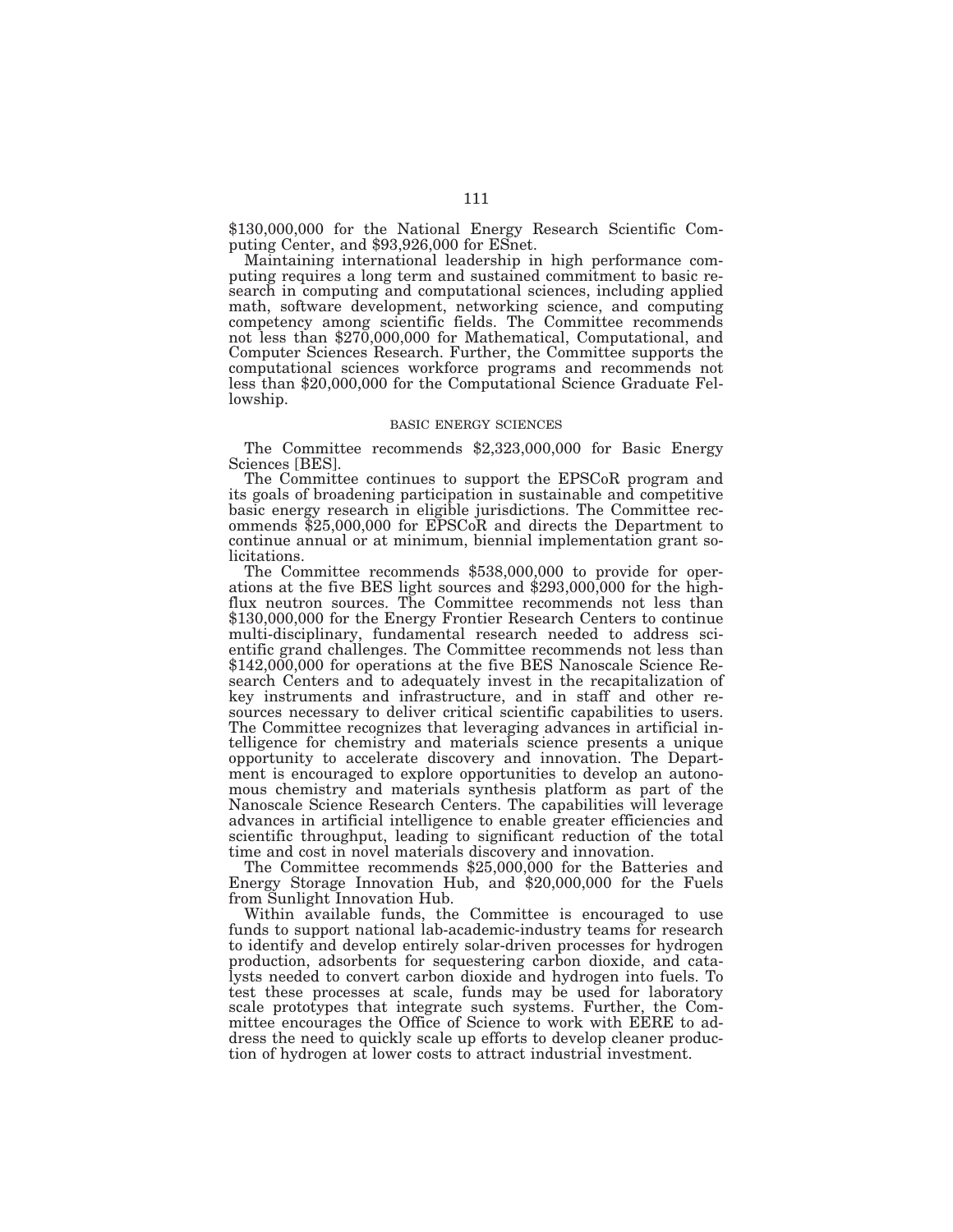$130,000,000 for the National Energy Research Scientific Computing Center, and $93,926,000 for ESnet.

Maintaining international leadership in high performance computing requires a long term and sustained commitment to basic research in computing and computational sciences, including applied math, software development, networking science, and computing competency among scientific fields. The Committee recommends not less than $270,000,000 for Mathematical, Computational, and Computer Sciences Research. Further, the Committee supports the computational sciences workforce programs and recommends not less than $20,000,000 for the Computational Science Graduate Fellowship.

## BASIC ENERGY SCIENCES

The Committee recommends $2,323,000,000 for Basic Energy Sciences [BES].

The Committee continues to support the EPSCoR program and its goals of broadening participation in sustainable and competitive basic energy research in eligible jurisdictions. The Committee recommends $25,000,000 for EPSCoR and directs the Department to continue annual or at minimum, biennial implementation grant solicitations.

The Committee recommends $538,000,000 to provide for operations at the five BES light sources and $293,000,000 for the high-flux neutron sources. The Committee recommends not less than $130,000,000 for the Energy Frontier Research Centers to continue multi-disciplinary, fundamental research needed to address scientific grand challenges. The Committee recommends not less than $142,000,000 for operations at the five BES Nanoscale Science Research Centers and to adequately invest in the recapitalization of key instruments and infrastructure, and in staff and other resources necessary to deliver critical scientific capabilities to users. The Committee recognizes that leveraging advances in artificial intelligence for chemistry and materials science presents a unique opportunity to accelerate discovery and innovation. The Department is encouraged to explore opportunities to develop an autonomous chemistry and materials synthesis platform as part of the Nanoscale Science Research Centers. The capabilities will leverage advances in artificial intelligence to enable greater efficiencies and scientific throughput, leading to significant reduction of the total time and cost in novel materials discovery and innovation.

The Committee recommends $25,000,000 for the Batteries and Energy Storage Innovation Hub, and $20,000,000 for the Fuels from Sunlight Innovation Hub.

Within available funds, the Committee is encouraged to use funds to support national lab-academic-industry teams for research to identify and develop entirely solar-driven processes for hydrogen production, adsorbents for sequestering carbon dioxide, and catalysts needed to convert carbon dioxide and hydrogen into fuels. To test these processes at scale, funds may be used for laboratory scale prototypes that integrate such systems. Further, the Committee encourages the Office of Science to work with EERE to address the need to quickly scale up efforts to develop cleaner production of hydrogen at lower costs to attract industrial investment.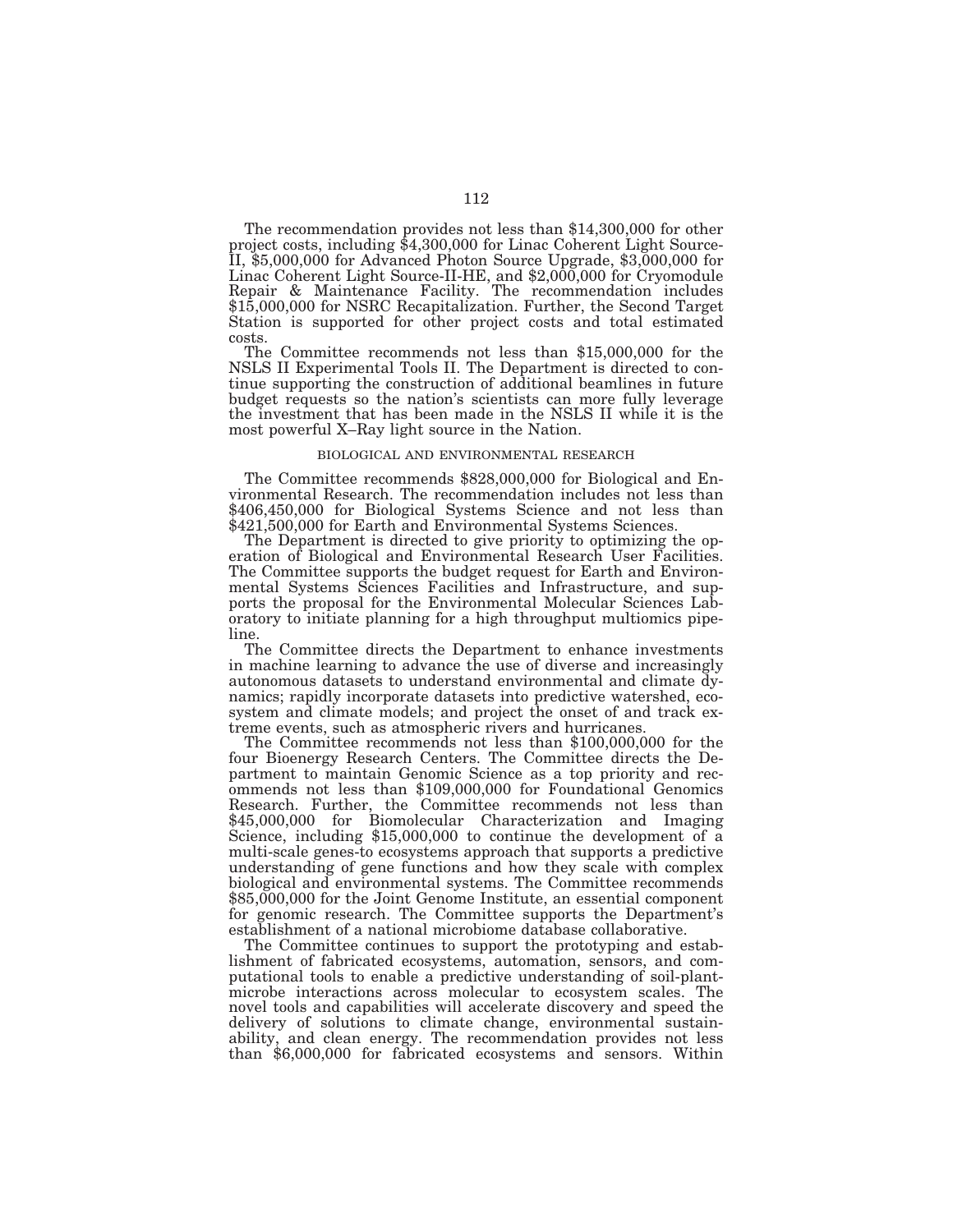The recommendation provides not less than $14,300,000 for other project costs, including $4,300,000 for Linac Coherent Light Source-II, $5,000,000 for Advanced Photon Source Upgrade, $3,000,000 for Linac Coherent Light Source-II-HE, and $2,000,000 for Cryomodule Repair & Maintenance Facility. The recommendation includes $15,000,000 for NSRC Recapitalization. Further, the Second Target Station is supported for other project costs and total estimated costs.

The Committee recommends not less than $15,000,000 for the NSLS II Experimental Tools II. The Department is directed to continue supporting the construction of additional beamlines in future budget requests so the nation's scientists can more fully leverage the investment that has been made in the NSLS II while it is the most powerful X–Ray light source in the Nation.

## BIOLOGICAL AND ENVIRONMENTAL RESEARCH

The Committee recommends $828,000,000 for Biological and Environmental Research. The recommendation includes not less than $406,450,000 for Biological Systems Science and not less than $421,500,000 for Earth and Environmental Systems Sciences.

The Department is directed to give priority to optimizing the operation of Biological and Environmental Research User Facilities. The Committee supports the budget request for Earth and Environmental Systems Sciences Facilities and Infrastructure, and supports the proposal for the Environmental Molecular Sciences Laboratory to initiate planning for a high throughput multiomics pipeline.

The Committee directs the Department to enhance investments in machine learning to advance the use of diverse and increasingly autonomous datasets to understand environmental and climate dynamics; rapidly incorporate datasets into predictive watershed, ecosystem and climate models; and project the onset of and track extreme events, such as atmospheric rivers and hurricanes.

The Committee recommends not less than $100,000,000 for the four Bioenergy Research Centers. The Committee directs the Department to maintain Genomic Science as a top priority and recommends not less than $109,000,000 for Foundational Genomics Research. Further, the Committee recommends not less than $45,000,000 for Biomolecular Characterization and Imaging Science, including $15,000,000 to continue the development of a multi-scale genes-to ecosystems approach that supports a predictive understanding of gene functions and how they scale with complex biological and environmental systems. The Committee recommends $85,000,000 for the Joint Genome Institute, an essential component for genomic research. The Committee supports the Department's establishment of a national microbiome database collaborative.

The Committee continues to support the prototyping and establishment of fabricated ecosystems, automation, sensors, and computational tools to enable a predictive understanding of soil-plant-microbe interactions across molecular to ecosystem scales. The novel tools and capabilities will accelerate discovery and speed the delivery of solutions to climate change, environmental sustainability, and clean energy. The recommendation provides not less than $6,000,000 for fabricated ecosystems and sensors. Within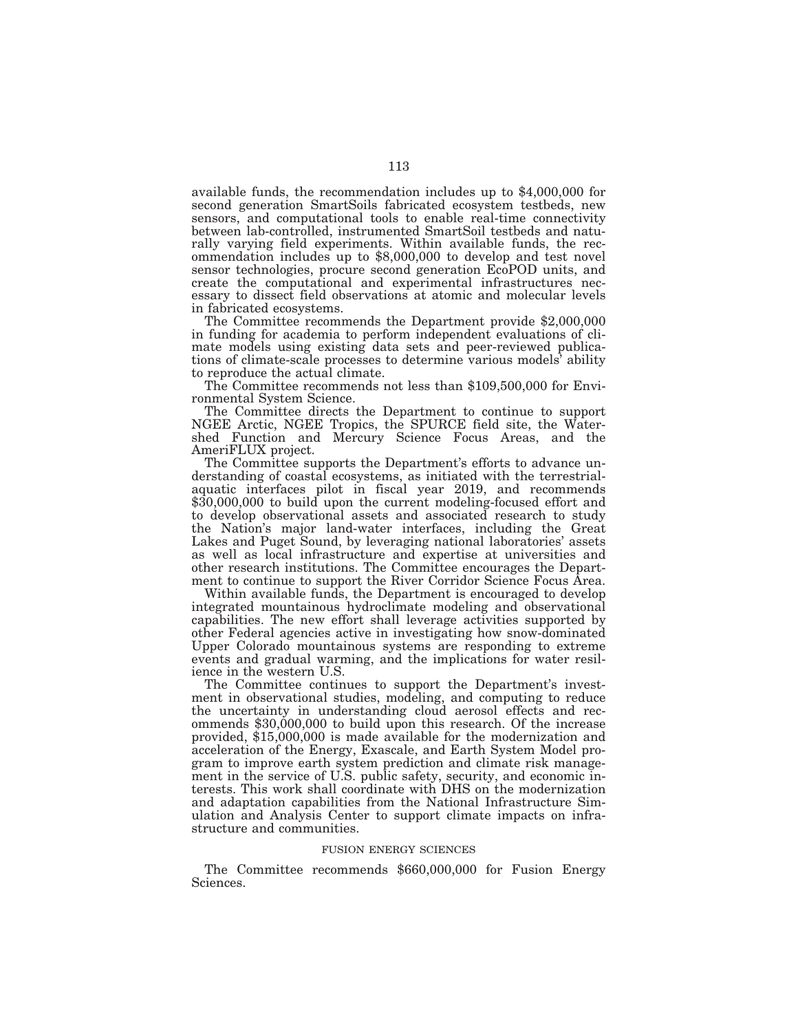available funds, the recommendation includes up to $4,000,000 for second generation SmartSoils fabricated ecosystem testbeds, new sensors, and computational tools to enable real-time connectivity between lab-controlled, instrumented SmartSoil testbeds and naturally varying field experiments. Within available funds, the recommendation includes up to $8,000,000 to develop and test novel sensor technologies, procure second generation EcoPOD units, and create the computational and experimental infrastructures necessary to dissect field observations at atomic and molecular levels in fabricated ecosystems.

The Committee recommends the Department provide $2,000,000 in funding for academia to perform independent evaluations of climate models using existing data sets and peer-reviewed publications of climate-scale processes to determine various models' ability to reproduce the actual climate.

The Committee recommends not less than $109,500,000 for Environmental System Science.

The Committee directs the Department to continue to support NGEE Arctic, NGEE Tropics, the SPURCE field site, the Watershed Function and Mercury Science Focus Areas, and the AmeriFLUX project.

The Committee supports the Department's efforts to advance understanding of coastal ecosystems, as initiated with the terrestrial-aquatic interfaces pilot in fiscal year 2019, and recommends $30,000,000 to build upon the current modeling-focused effort and to develop observational assets and associated research to study the Nation's major land-water interfaces, including the Great Lakes and Puget Sound, by leveraging national laboratories' assets as well as local infrastructure and expertise at universities and other research institutions. The Committee encourages the Department to continue to support the River Corridor Science Focus Area.

Within available funds, the Department is encouraged to develop integrated mountainous hydroclimate modeling and observational capabilities. The new effort shall leverage activities supported by other Federal agencies active in investigating how snow-dominated Upper Colorado mountainous systems are responding to extreme events and gradual warming, and the implications for water resilience in the western U.S.

The Committee continues to support the Department's investment in observational studies, modeling, and computing to reduce the uncertainty in understanding cloud aerosol effects and recommends $30,000,000 to build upon this research. Of the increase provided, $15,000,000 is made available for the modernization and acceleration of the Energy, Exascale, and Earth System Model program to improve earth system prediction and climate risk management in the service of U.S. public safety, security, and economic interests. This work shall coordinate with DHS on the modernization and adaptation capabilities from the National Infrastructure Simulation and Analysis Center to support climate impacts on infrastructure and communities.

## FUSION ENERGY SCIENCES

The Committee recommends $660,000,000 for Fusion Energy Sciences.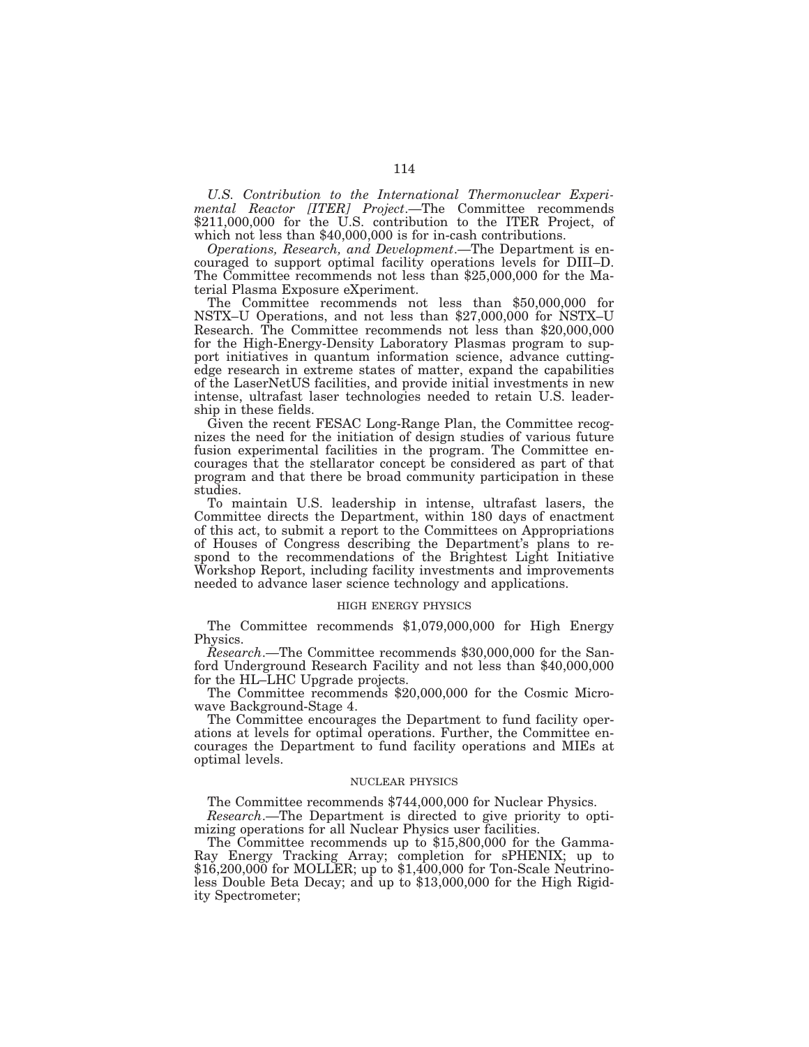*U.S. Contribution to the International Thermonuclear Experimental Reactor [ITER] Project*.—The Committee recommends $211,000,000 for the U.S. contribution to the ITER Project, of which not less than $40,000,000 is for in-cash contributions.

*Operations, Research, and Development*.—The Department is encouraged to support optimal facility operations levels for DIII–D. The Committee recommends not less than $25,000,000 for the Material Plasma Exposure eXperiment.

The Committee recommends not less than $50,000,000 for NSTX–U Operations, and not less than $27,000,000 for NSTX–U Research. The Committee recommends not less than $20,000,000 for the High-Energy-Density Laboratory Plasmas program to support initiatives in quantum information science, advance cutting-edge research in extreme states of matter, expand the capabilities of the LaserNetUS facilities, and provide initial investments in new intense, ultrafast laser technologies needed to retain U.S. leadership in these fields.

Given the recent FESAC Long-Range Plan, the Committee recognizes the need for the initiation of design studies of various future fusion experimental facilities in the program. The Committee encourages that the stellarator concept be considered as part of that program and that there be broad community participation in these studies.

To maintain U.S. leadership in intense, ultrafast lasers, the Committee directs the Department, within 180 days of enactment of this act, to submit a report to the Committees on Appropriations of Houses of Congress describing the Department's plans to respond to the recommendations of the Brightest Light Initiative Workshop Report, including facility investments and improvements needed to advance laser science technology and applications.

HIGH ENERGY PHYSICS

The Committee recommends $1,079,000,000 for High Energy Physics.

*Research*.—The Committee recommends $30,000,000 for the Sanford Underground Research Facility and not less than $40,000,000 for the HL–LHC Upgrade projects.

The Committee recommends $20,000,000 for the Cosmic Microwave Background-Stage 4.

The Committee encourages the Department to fund facility operations at levels for optimal operations. Further, the Committee encourages the Department to fund facility operations and MIEs at optimal levels.

NUCLEAR PHYSICS

The Committee recommends $744,000,000 for Nuclear Physics.

*Research*.—The Department is directed to give priority to optimizing operations for all Nuclear Physics user facilities.

The Committee recommends up to $15,800,000 for the Gamma-Ray Energy Tracking Array; completion for sPHENIX; up to $16,200,000 for MOLLER; up to $1,400,000 for Ton-Scale Neutrinoless Double Beta Decay; and up to $13,000,000 for the High Rigidity Spectrometer;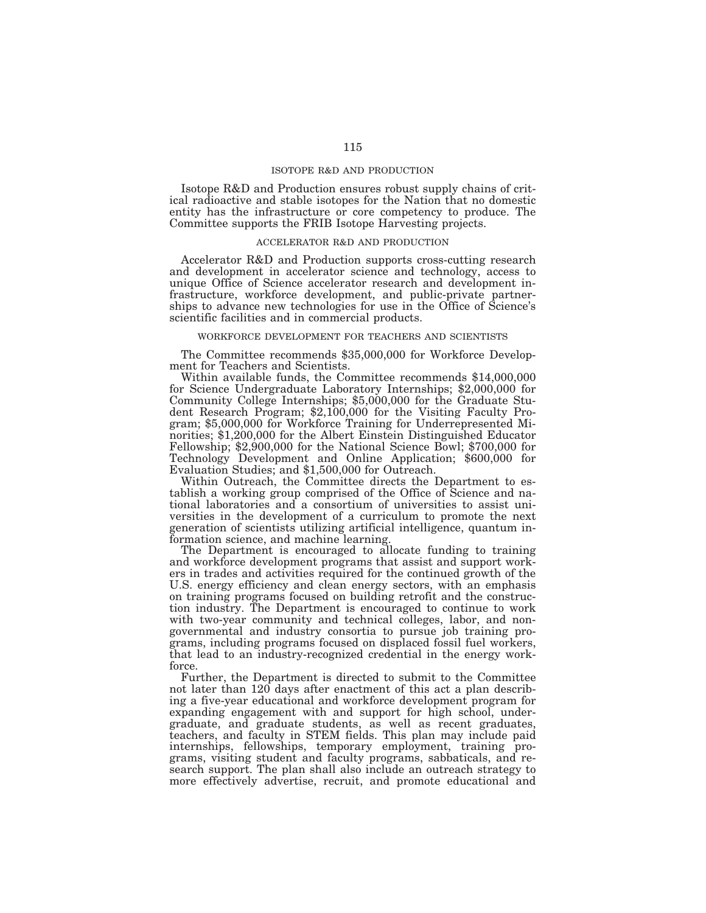## ISOTOPE R&D AND PRODUCTION

Isotope R&D and Production ensures robust supply chains of critical radioactive and stable isotopes for the Nation that no domestic entity has the infrastructure or core competency to produce. The Committee supports the FRIB Isotope Harvesting projects.

## ACCELERATOR R&D AND PRODUCTION

Accelerator R&D and Production supports cross-cutting research and development in accelerator science and technology, access to unique Office of Science accelerator research and development infrastructure, workforce development, and public-private partnerships to advance new technologies for use in the Office of Science's scientific facilities and in commercial products.

## WORKFORCE DEVELOPMENT FOR TEACHERS AND SCIENTISTS

The Committee recommends $35,000,000 for Workforce Development for Teachers and Scientists.

Within available funds, the Committee recommends $14,000,000 for Science Undergraduate Laboratory Internships; $2,000,000 for Community College Internships; $5,000,000 for the Graduate Student Research Program; $2,100,000 for the Visiting Faculty Program; $5,000,000 for Workforce Training for Underrepresented Minorities; $1,200,000 for the Albert Einstein Distinguished Educator Fellowship; $2,900,000 for the National Science Bowl; $700,000 for Technology Development and Online Application; $600,000 for Evaluation Studies; and $1,500,000 for Outreach.

Within Outreach, the Committee directs the Department to establish a working group comprised of the Office of Science and national laboratories and a consortium of universities to assist universities in the development of a curriculum to promote the next generation of scientists utilizing artificial intelligence, quantum information science, and machine learning.

The Department is encouraged to allocate funding to training and workforce development programs that assist and support workers in trades and activities required for the continued growth of the U.S. energy efficiency and clean energy sectors, with an emphasis on training programs focused on building retrofit and the construction industry. The Department is encouraged to continue to work with two-year community and technical colleges, labor, and nongovernmental and industry consortia to pursue job training programs, including programs focused on displaced fossil fuel workers, that lead to an industry-recognized credential in the energy workforce.

Further, the Department is directed to submit to the Committee not later than 120 days after enactment of this act a plan describing a five-year educational and workforce development program for expanding engagement with and support for high school, undergraduate, and graduate students, as well as recent graduates, teachers, and faculty in STEM fields. This plan may include paid internships, fellowships, temporary employment, training programs, visiting student and faculty programs, sabbaticals, and research support. The plan shall also include an outreach strategy to more effectively advertise, recruit, and promote educational and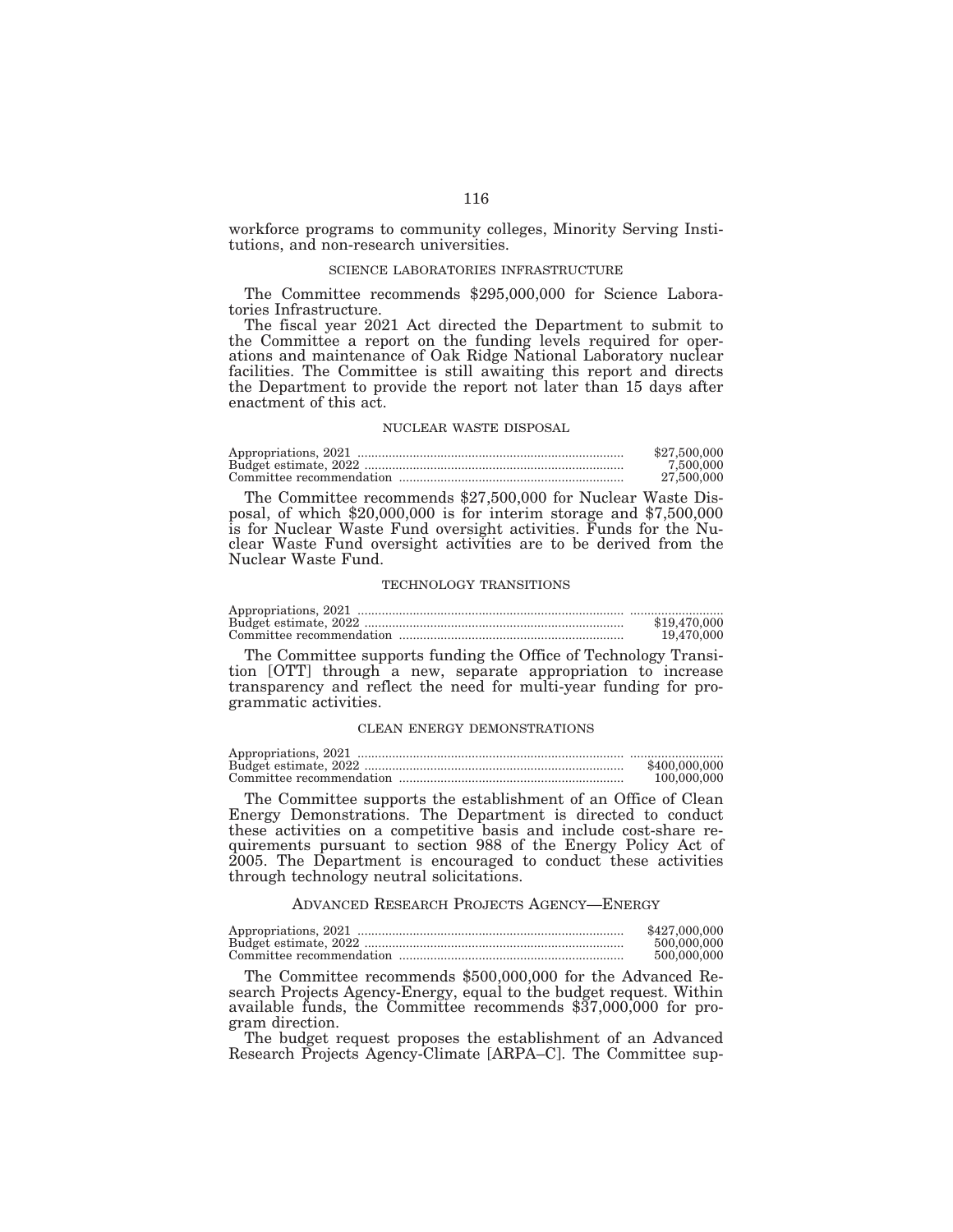workforce programs to community colleges, Minority Serving Institutions, and non-research universities.

### SCIENCE LABORATORIES INFRASTRUCTURE

The Committee recommends $295,000,000 for Science Laboratories Infrastructure.

The fiscal year 2021 Act directed the Department to submit to the Committee a report on the funding levels required for operations and maintenance of Oak Ridge National Laboratory nuclear facilities. The Committee is still awaiting this report and directs the Department to provide the report not later than 15 days after enactment of this act.

### NUCLEAR WASTE DISPOSAL

| | |
|---|---|
| Appropriations, 2021 | $27,500,000 |
| Budget estimate, 2022 | 7,500,000 |
| Committee recommendation | 27,500,000 |

The Committee recommends $27,500,000 for Nuclear Waste Disposal, of which $20,000,000 is for interim storage and $7,500,000 is for Nuclear Waste Fund oversight activities. Funds for the Nuclear Waste Fund oversight activities are to be derived from the Nuclear Waste Fund.

### TECHNOLOGY TRANSITIONS

| | |
|---|---|
| Appropriations, 2021 | .......................... |
| Budget estimate, 2022 | $19,470,000 |
| Committee recommendation | 19,470,000 |

The Committee supports funding the Office of Technology Transition [OTT] through a new, separate appropriation to increase transparency and reflect the need for multi-year funding for programmatic activities.

### CLEAN ENERGY DEMONSTRATIONS

| | |
|---|---|
| Appropriations, 2021 | .......................... |
| Budget estimate, 2022 | $400,000,000 |
| Committee recommendation | 100,000,000 |

The Committee supports the establishment of an Office of Clean Energy Demonstrations. The Department is directed to conduct these activities on a competitive basis and include cost-share requirements pursuant to section 988 of the Energy Policy Act of 2005. The Department is encouraged to conduct these activities through technology neutral solicitations.

## ADVANCED RESEARCH PROJECTS AGENCY—ENERGY

| | |
|---|---|
| Appropriations, 2021 | $427,000,000 |
| Budget estimate, 2022 | 500,000,000 |
| Committee recommendation | 500,000,000 |

The Committee recommends $500,000,000 for the Advanced Research Projects Agency-Energy, equal to the budget request. Within available funds, the Committee recommends $37,000,000 for program direction.

The budget request proposes the establishment of an Advanced Research Projects Agency-Climate [ARPA–C]. The Committee sup-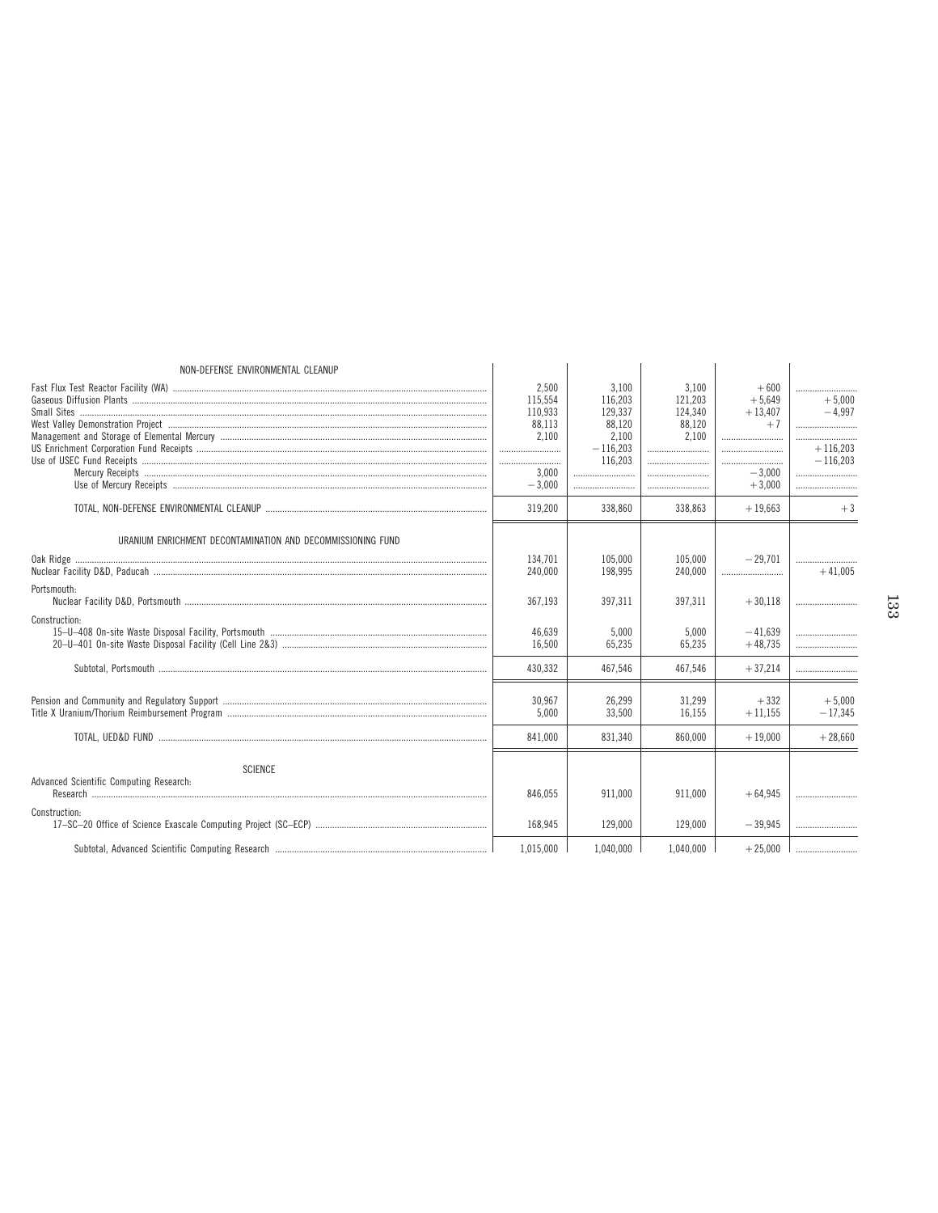| | | | | | |
|---|---|---|---|---|---|
| NON-DEFENSE ENVIRONMENTAL CLEANUP | | | | | |
| Fast Flux Test Reactor Facility (WA) | 2,500 | 3,100 | 3,100 | +600 | |
| Gaseous Diffusion Plants | 115,554 | 116,203 | 121,203 | +5,649 | +5,000 |
| Small Sites | 110,933 | 129,337 | 124,340 | +13,407 | −4,997 |
| West Valley Demonstration Project | 88,113 | 88,120 | 88,120 | +7 | |
| Management and Storage of Elemental Mercury | 2,100 | 2,100 | 2,100 | | |
| US Enrichment Corporation Fund Receipts | | −116,203 | | | +116,203 |
| Use of USEC Fund Receipts | | 116,203 | | | −116,203 |
| Mercury Receipts | 3,000 | | | −3,000 | |
| Use of Mercury Receipts | −3,000 | | | +3,000 | |
| TOTAL, NON-DEFENSE ENVIRONMENTAL CLEANUP | 319,200 | 338,860 | 338,863 | +19,663 | +3 |
| URANIUM ENRICHMENT DECONTAMINATION AND DECOMMISSIONING FUND | | | | | |
| Oak Ridge | 134,701 | 105,000 | 105,000 | −29,701 | |
| Nuclear Facility D&D, Paducah | 240,000 | 198,995 | 240,000 | | +41,005 |
| Portsmouth: | | | | | |
| Nuclear Facility D&D, Portsmouth | 367,193 | 397,311 | 397,311 | +30,118 | |
| Construction: | | | | | |
| 15–U–408 On-site Waste Disposal Facility, Portsmouth | 46,639 | 5,000 | 5,000 | −41,639 | |
| 20–U–401 On-site Waste Disposal Facility (Cell Line 2&3) | 16,500 | 65,235 | 65,235 | +48,735 | |
| Subtotal, Portsmouth | 430,332 | 467,546 | 467,546 | +37,214 | |
| Pension and Community and Regulatory Support | 30,967 | 26,299 | 31,299 | +332 | +5,000 |
| Title X Uranium/Thorium Reimbursement Program | 5,000 | 33,500 | 16,155 | +11,155 | −17,345 |
| TOTAL, UED&D FUND | 841,000 | 831,340 | 860,000 | +19,000 | +28,660 |
| SCIENCE | | | | | |
| Advanced Scientific Computing Research: | | | | | |
| Research | 846,055 | 911,000 | 911,000 | +64,945 | |
| Construction: | | | | | |
| 17–SC–20 Office of Science Exascale Computing Project (SC–ECP) | 168,945 | 129,000 | 129,000 | −39,945 | |
| Subtotal, Advanced Scientific Computing Research | 1,015,000 | 1,040,000 | 1,040,000 | +25,000 | |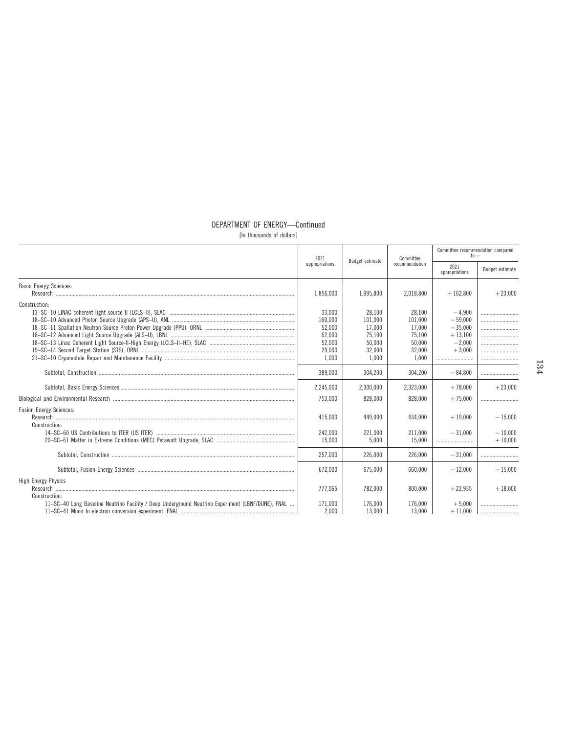## DEPARTMENT OF ENERGY—Continued

[In thousands of dollars]

| | 2021 appropriations | Budget estimate | Committee recommendation | Committee recommendation compared to— | |
|---|---|---|---|---|---|
| | | | | 2021 appropriations | Budget estimate |
| Basic Energy Sciences: | | | | | |
| Research | 1,856,000 | 1,995,800 | 2,018,800 | +162,800 | +23,000 |
| Construction: | | | | | |
| 13–SC–10 LINAC coherent light source II (LCLS–II), SLAC | 33,000 | 28,100 | 28,100 | −4,900 | |
| 18–SC–10 Advanced Photon Source Upgrade (APS–U), ANL | 160,000 | 101,000 | 101,000 | −59,000 | |
| 18–SC–11 Spallation Neutron Source Proton Power Upgrade (PPU), ORNL | 52,000 | 17,000 | 17,000 | −35,000 | |
| 18–SC–12 Advanced Light Source Upgrade (ALS–U), LBNL | 62,000 | 75,100 | 75,100 | +13,100 | |
| 18–SC–13 Linac Coherent Light Source-II-High Energy (LCLS–II–HE), SLAC | 52,000 | 50,000 | 50,000 | −2,000 | |
| 19–SC–14 Second Target Station (STS), ORNL | 29,000 | 32,000 | 32,000 | +3,000 | |
| 21–SC–10 Cryomodule Repair and Maintenance Facility | 1,000 | 1,000 | 1,000 | | |
| Subtotal, Construction | 389,000 | 304,200 | 304,200 | −84,800 | |
| Subtotal, Basic Energy Sciences | 2,245,000 | 2,300,000 | 2,323,000 | +78,000 | +23,000 |
| Biological and Environmental Research | 753,000 | 828,000 | 828,000 | +75,000 | |
| Fusion Energy Sciences: | | | | | |
| Research | 415,000 | 449,000 | 434,000 | +19,000 | −15,000 |
| Construction: | | | | | |
| 14–SC–60 US Contributions to ITER (US ITER) | 242,000 | 221,000 | 211,000 | −31,000 | −10,000 |
| 20–SC–61 Matter in Extreme Conditions (MEC) Petawatt Upgrade, SLAC | 15,000 | 5,000 | 15,000 | | +10,000 |
| Subtotal, Construction | 257,000 | 226,000 | 226,000 | −31,000 | |
| Subtotal, Fusion Energy Sciences | 672,000 | 675,000 | 660,000 | −12,000 | −15,000 |
| High Energy Physics | | | | | |
| Research | 777,065 | 782,000 | 800,000 | +22,935 | +18,000 |
| Construction: | | | | | |
| 11–SC–40 Long Baseline Neutrino Facility / Deep Underground Neutrino Experiment (LBNF/DUNE), FNAL | 171,000 | 176,000 | 176,000 | +5,000 | |
| 11–SC–41 Muon to electron conversion experiment, FNAL | 2,000 | 13,000 | 13,000 | +11,000 | |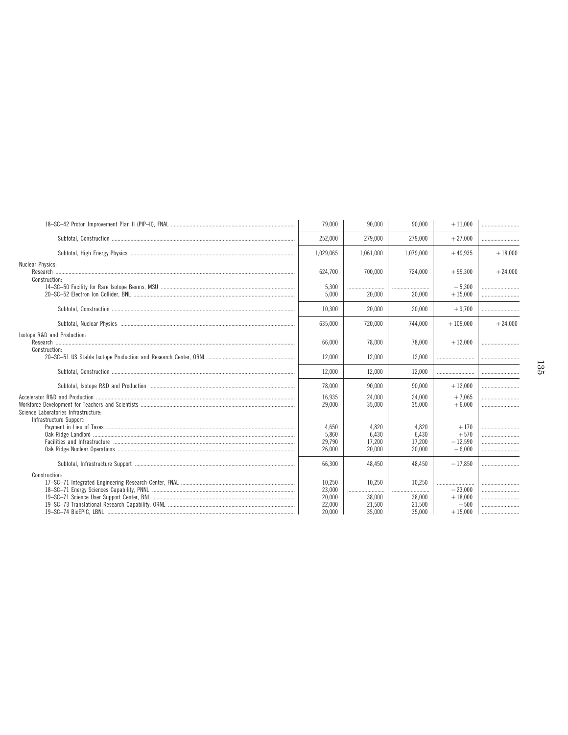| | | | | | |
|---|---|---|---|---|---|
| 18–SC–42 Proton Improvement Plan II (PIP–II), FNAL | 79,000 | 90,000 | 90,000 | +11,000 | |
| Subtotal, Construction | 252,000 | 279,000 | 279,000 | +27,000 | |
| Subtotal, High Energy Physics | 1,029,065 | 1,061,000 | 1,079,000 | +49,935 | +18,000 |
| Nuclear Physics: | | | | | |
| Research | 624,700 | 700,000 | 724,000 | +99,300 | +24,000 |
| Construction: | | | | | |
| 14–SC–50 Facility for Rare Isotope Beams, MSU | 5,300 | | | −5,300 | |
| 20–SC–52 Electron Ion Collider, BNL | 5,000 | 20,000 | 20,000 | +15,000 | |
| Subtotal, Construction | 10,300 | 20,000 | 20,000 | +9,700 | |
| Subtotal, Nuclear Physics | 635,000 | 720,000 | 744,000 | +109,000 | +24,000 |
| Isotope R&D and Production: | | | | | |
| Research | 66,000 | 78,000 | 78,000 | +12,000 | |
| Construction: | | | | | |
| 20–SC–51 US Stable Isotope Production and Research Center, ORNL | 12,000 | 12,000 | 12,000 | | |
| Subtotal, Construction | 12,000 | 12,000 | 12,000 | | |
| Subtotal, Isotope R&D and Production | 78,000 | 90,000 | 90,000 | +12,000 | |
| Accelerator R&D and Production | 16,935 | 24,000 | 24,000 | +7,065 | |
| Workforce Development for Teachers and Scientists | 29,000 | 35,000 | 35,000 | +6,000 | |
| Science Laboratories Infrastructure: | | | | | |
| Infrastructure Support: | | | | | |
| Payment in Lieu of Taxes | 4,650 | 4,820 | 4,820 | +170 | |
| Oak Ridge Landlord | 5,860 | 6,430 | 6,430 | +570 | |
| Facilities and Infrastructure | 29,790 | 17,200 | 17,200 | −12,590 | |
| Oak Ridge Nuclear Operations | 26,000 | 20,000 | 20,000 | −6,000 | |
| Subtotal, Infrastructure Support | 66,300 | 48,450 | 48,450 | −17,850 | |
| Construction: | | | | | |
| 17–SC–71 Integrated Engineering Research Center, FNAL | 10,250 | 10,250 | 10,250 | | |
| 18–SC–71 Energy Sciences Capability, PNNL | 23,000 | | | −23,000 | |
| 19–SC–71 Science User Support Center, BNL | 20,000 | 38,000 | 38,000 | +18,000 | |
| 19–SC–73 Translational Research Capability, ORNL | 22,000 | 21,500 | 21,500 | −500 | |
| 19–SC–74 BioEPIC, LBNL | 20,000 | 35,000 | 35,000 | +15,000 | |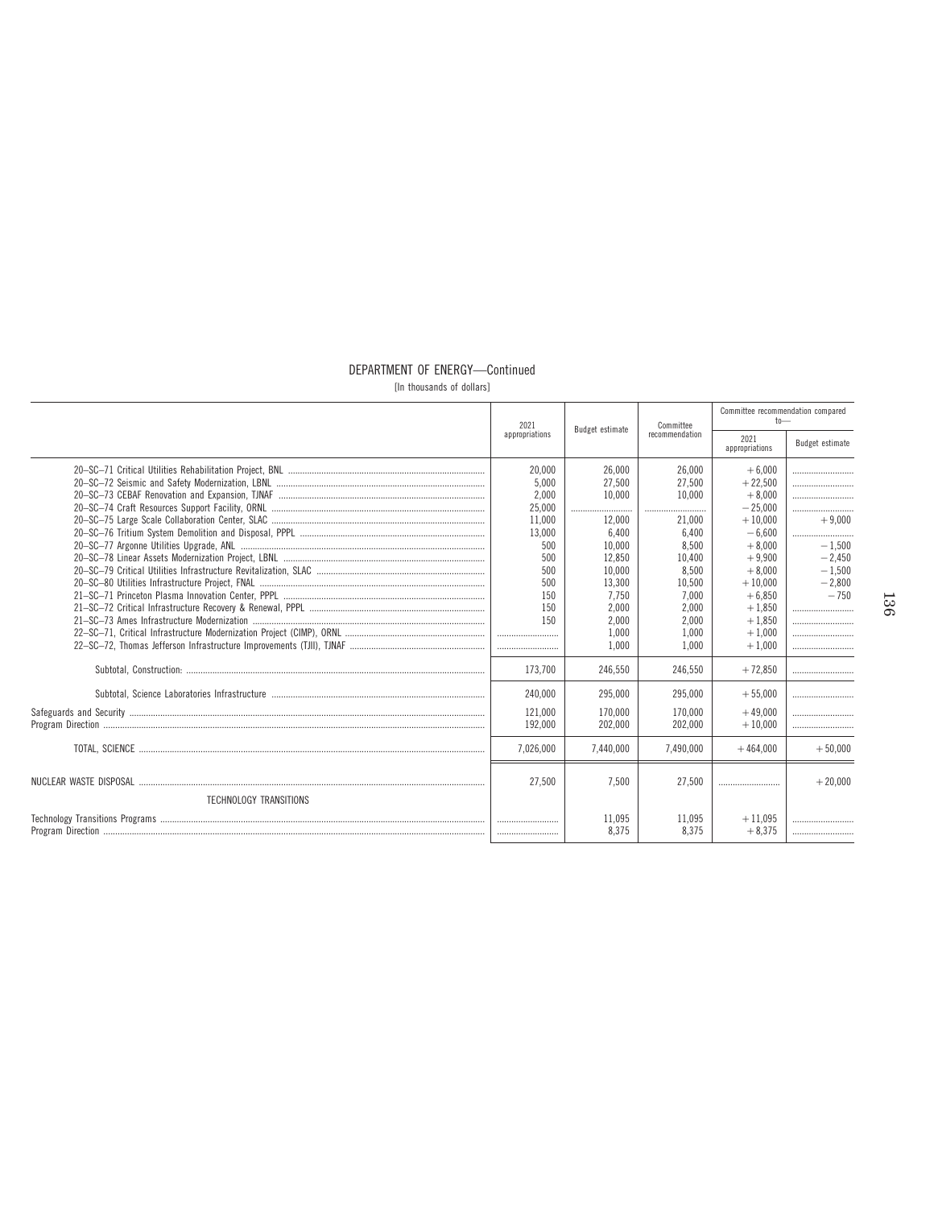## DEPARTMENT OF ENERGY—Continued

[In thousands of dollars]

| | 2021 appropriations | Budget estimate | Committee recommendation | Committee recommendation compared to— 2021 appropriations | Budget estimate |
|---|---|---|---|---|---|
| 20–SC–71 Critical Utilities Rehabilitation Project, BNL | 20,000 | 26,000 | 26,000 | +6,000 | |
| 20–SC–72 Seismic and Safety Modernization, LBNL | 5,000 | 27,500 | 27,500 | +22,500 | |
| 20–SC–73 CEBAF Renovation and Expansion, TJNAF | 2,000 | 10,000 | 10,000 | +8,000 | |
| 20–SC–74 Craft Resources Support Facility, ORNL | 25,000 | | | −25,000 | |
| 20–SC–75 Large Scale Collaboration Center, SLAC | 11,000 | 12,000 | 21,000 | +10,000 | +9,000 |
| 20–SC–76 Tritium System Demolition and Disposal, PPPL | 13,000 | 6,400 | 6,400 | −6,600 | |
| 20–SC–77 Argonne Utilities Upgrade, ANL | 500 | 10,000 | 8,500 | +8,000 | −1,500 |
| 20–SC–78 Linear Assets Modernization Project, LBNL | 500 | 12,850 | 10,400 | +9,900 | −2,450 |
| 20–SC–79 Critical Utilities Infrastructure Revitalization, SLAC | 500 | 10,000 | 8,500 | +8,000 | −1,500 |
| 20–SC–80 Utilities Infrastructure Project, FNAL | 500 | 13,300 | 10,500 | +10,000 | −2,800 |
| 21–SC–71 Princeton Plasma Innovation Center, PPPL | 150 | 7,750 | 7,000 | +6,850 | −750 |
| 21–SC–72 Critical Infrastructure Recovery & Renewal, PPPL | 150 | 2,000 | 2,000 | +1,850 | |
| 21–SC–73 Ames Infrastructure Modernization | 150 | 2,000 | 2,000 | +1,850 | |
| 22–SC–71, Critical Infrastructure Modernization Project (CIMP), ORNL | | 1,000 | 1,000 | +1,000 | |
| 22–SC–72, Thomas Jefferson Infrastructure Improvements (TJII), TJNAF | | 1,000 | 1,000 | +1,000 | |
| Subtotal, Construction: | 173,700 | 246,550 | 246,550 | +72,850 | |
| Subtotal, Science Laboratories Infrastructure | 240,000 | 295,000 | 295,000 | +55,000 | |
| Safeguards and Security | 121,000 | 170,000 | 170,000 | +49,000 | |
| Program Direction | 192,000 | 202,000 | 202,000 | +10,000 | |
| TOTAL, SCIENCE | 7,026,000 | 7,440,000 | 7,490,000 | +464,000 | +50,000 |
| NUCLEAR WASTE DISPOSAL | 27,500 | 7,500 | 27,500 | | +20,000 |
| TECHNOLOGY TRANSITIONS | | | | | |
| Technology Transitions Programs | | 11,095 | 11,095 | +11,095 | |
| Program Direction | | 8,375 | 8,375 | +8,375 | |